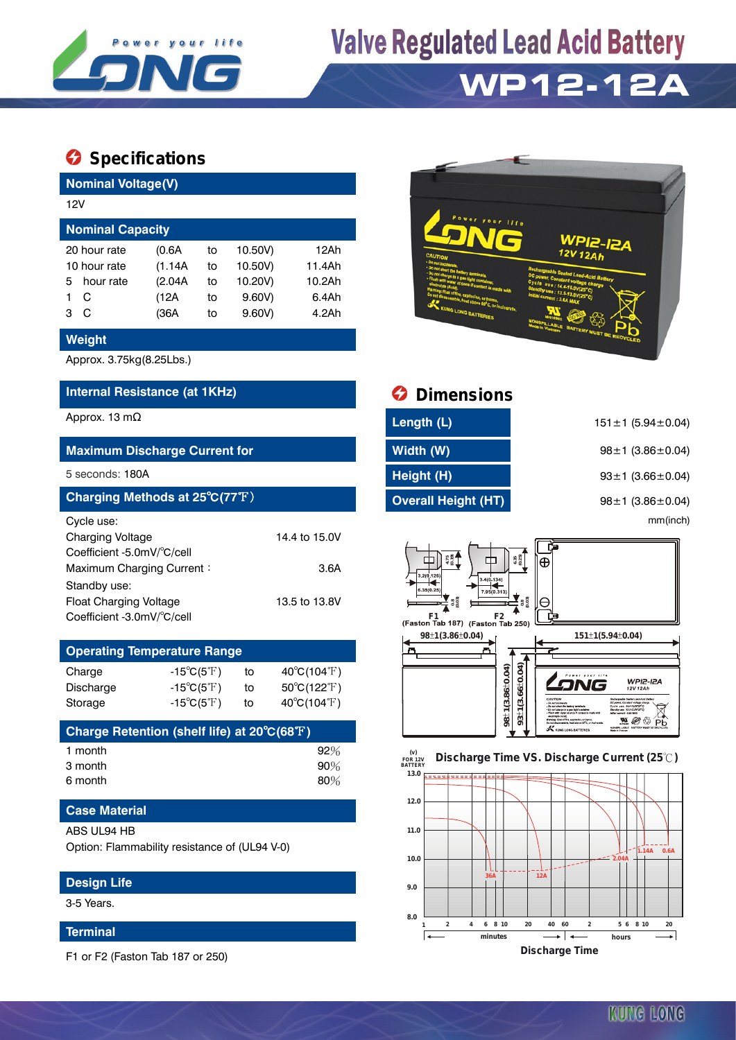# Valve Regulated Lead Acid Battery

# WP12-12A

Power your life

## Specifications

### Nominal Voltage(V)

12V

### Nominal Capacity

| | | | | |
|---|---|---|---|---|
| 20 hour rate | (0.6A | to | 10.50V) | 12Ah |
| 10 hour rate | (1.14A | to | 10.50V) | 11.4Ah |
| 5 hour rate | (2.04A | to | 10.20V) | 10.2Ah |
| 1 C | (12A | to | 9.60V) | 6.4Ah |
| 3 C | (36A | to | 9.60V) | 4.2Ah |

### Weight

Approx. 3.75kg(8.25Lbs.)

### Internal Resistance (at 1KHz)

Approx. 13 mΩ

### Maximum Discharge Current for

5 seconds: 180A

### Charging Methods at 25℃(77℉)

| | |
|---|---|
| Cycle use: | |
| Charging Voltage | 14.4 to 15.0V |
| Coefficient -5.0mV/℃/cell | |
| Maximum Charging Current : | 3.6A |
| Standby use: | |
| Float Charging Voltage | 13.5 to 13.8V |
| Coefficient -3.0mV/℃/cell | |

### Operating Temperature Range

| | | | |
|---|---|---|---|
| Charge | -15℃(5℉) | to | 40℃(104℉) |
| Discharge | -15℃(5℉) | to | 50℃(122℉) |
| Storage | -15℃(5℉) | to | 40℃(104℉) |

### Charge Retention (shelf life) at 20℃(68℉)

| | |
|---|---|
| 1 month | 92% |
| 3 month | 90% |
| 6 month | 80% |

### Case Material

ABS UL94 HB

Option: Flammability resistance of (UL94 V-0)

### Design Life

3-5 Years.

### Terminal

F1 or F2 (Faston Tab 187 or 250)

## Dimensions

| | |
|---|---|
| Length (L) | 151±1 (5.94±0.04) |
| Width (W) | 98±1 (3.86±0.04) |
| Height (H) | 93±1 (3.66±0.04) |
| Overall Height (HT) | 98±1 (3.86±0.04) |

mm(inch)

F1 (Faston Tab 187)
F2 (Faston Tab 250)
3.2(0.126)
6.35(0.25)
3.4(0.134)
7.95(0.313)
98±1(3.86±0.04)
151±1(5.94±0.04)
98±1(3.86±0.04)
93±1(3.66±0.04)

### Discharge Time VS. Discharge Current (25℃)

(v) FOR 12V BATTERY
13.0
12.0
11.0
10.0
9.0
8.0
36A
12A
2.04A
1.14A
0.6A
1 2 4 6 8 10 20 40 60 2 5 6 8 10 20
minutes
hours
Discharge Time

KUNG LONG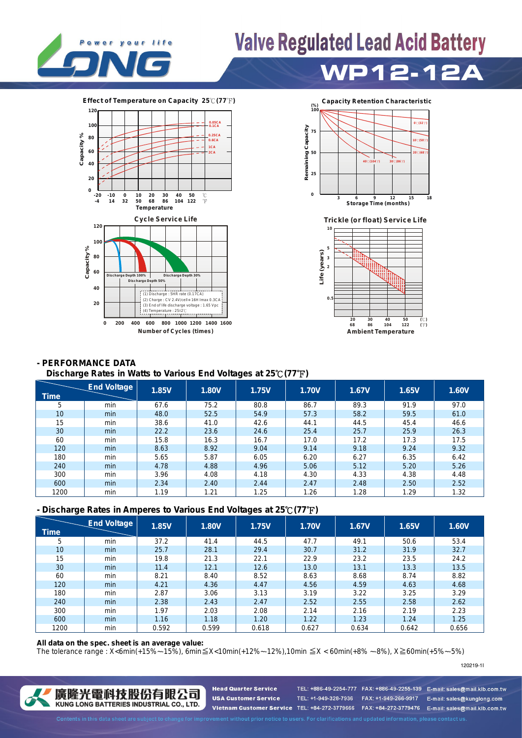# Valve Regulated Lead Acid Battery

## WP12-12A

Power your life

LONG

Effect of Temperature on Capacity 25℃(77℉)

Capacity %

120
100
80
60
40
20
0

-20 -10 0 10 20 30 40 50 ℃
-4 14 32 50 68 86 104 122 ℉

Temperature

0.05CA
0.1CA
0.25CA
0.6CA
1CA
2CA

Capacity Retention Characteristic

(%)
100
75
50
25
0

Remaining Capacity

3 6 9 12 15 18

Storage Time (months)

0℃(32℉)
10℃(50℉)
20℃(68℉)
30℃(86℉)
40℃(104℉)

Cycle Service Life

Capacity %

120
100
80
60
40
20

0 200 400 600 800 1000 1200 1400 1600

Number of Cycles (times)

Discharge Depth 100%
Discharge Depth 50%
Discharge Depth 30%

(1) Discharge : 5HR rate (0.17CA)
(2) Charge : CV 2.4V/cell ∗ 16H Imax 0.3CA
(3) End of life discharge voltage : 1.65 Vpc
(4) Temperature : 25±2℃

Trickle (or float) Service Life

Life (years)

10
5
3
2
0.5

20 30 40 50 (℃)
68 86 104 122 (℉)

Ambient Temperature

## - PERFORMANCE DATA

### Discharge Rates in Watts to Various End Voltages at 25℃(77℉)

| Time | | 1.85V | 1.80V | 1.75V | 1.70V | 1.67V | 1.65V | 1.60V |
|---|---|---|---|---|---|---|---|---|
| 5 | min | 67.6 | 75.2 | 80.8 | 86.7 | 89.3 | 91.9 | 97.0 |
| 10 | min | 48.0 | 52.5 | 54.9 | 57.3 | 58.2 | 59.5 | 61.0 |
| 15 | min | 38.6 | 41.0 | 42.6 | 44.1 | 44.5 | 45.4 | 46.6 |
| 30 | min | 22.2 | 23.6 | 24.6 | 25.4 | 25.7 | 25.9 | 26.3 |
| 60 | min | 15.8 | 16.3 | 16.7 | 17.0 | 17.2 | 17.3 | 17.5 |
| 120 | min | 8.63 | 8.92 | 9.04 | 9.14 | 9.18 | 9.24 | 9.32 |
| 180 | min | 5.65 | 5.87 | 6.05 | 6.20 | 6.27 | 6.35 | 6.42 |
| 240 | min | 4.78 | 4.88 | 4.96 | 5.06 | 5.12 | 5.20 | 5.26 |
| 300 | min | 3.96 | 4.08 | 4.18 | 4.30 | 4.33 | 4.38 | 4.48 |
| 600 | min | 2.34 | 2.40 | 2.44 | 2.47 | 2.48 | 2.50 | 2.52 |
| 1200 | min | 1.19 | 1.21 | 1.25 | 1.26 | 1.28 | 1.29 | 1.32 |

### - Discharge Rates in Amperes to Various End Voltages at 25℃(77℉)

| Time | | 1.85V | 1.80V | 1.75V | 1.70V | 1.67V | 1.65V | 1.60V |
|---|---|---|---|---|---|---|---|---|
| 5 | min | 37.2 | 41.4 | 44.5 | 47.7 | 49.1 | 50.6 | 53.4 |
| 10 | min | 25.7 | 28.1 | 29.4 | 30.7 | 31.2 | 31.9 | 32.7 |
| 15 | min | 19.8 | 21.3 | 22.1 | 22.9 | 23.2 | 23.5 | 24.2 |
| 30 | min | 11.4 | 12.1 | 12.6 | 13.0 | 13.1 | 13.3 | 13.5 |
| 60 | min | 8.21 | 8.40 | 8.52 | 8.63 | 8.68 | 8.74 | 8.82 |
| 120 | min | 4.21 | 4.36 | 4.47 | 4.56 | 4.59 | 4.63 | 4.68 |
| 180 | min | 2.87 | 3.06 | 3.13 | 3.19 | 3.22 | 3.25 | 3.29 |
| 240 | min | 2.38 | 2.43 | 2.47 | 2.52 | 2.55 | 2.58 | 2.62 |
| 300 | min | 1.97 | 2.03 | 2.08 | 2.14 | 2.16 | 2.19 | 2.23 |
| 600 | min | 1.16 | 1.18 | 1.20 | 1.22 | 1.23 | 1.24 | 1.25 |
| 1200 | min | 0.592 | 0.599 | 0.618 | 0.627 | 0.634 | 0.642 | 0.656 |

**All data on the spec. sheet is an average value:**

The tolerance range : X<6min(+15%~-15%), 6min≦X<10min(+12%~-12%),10min ≦X < 60min(+8% ~-8%), X≧60min(+5%~-5%)

120219-1I

廣隆光電科技股份有限公司
KUNG LONG BATTERIES INDUSTRIAL CO., LTD.

| | | | |
|---|---|---|---|
| Head Quarter Service | TEL: +886-49-2254-777 | FAX: +886-49-2255-139 | E-mail: sales@mail.klb.com.tw |
| USA Customer Service | TEL: +1-949-328-7936 | FAX: +1-949-266-9917 | E-mail: sales@kunglong.com |
| Vietnam Customer Service | TEL: +84-272-3779666 | FAX: +84-272-3779476 | E-mail: sales@mail.klb.com.tw |

Contents in this data sheet are subject to change for improvement without prior notice to users. For clarifications and updated information, please contact us.